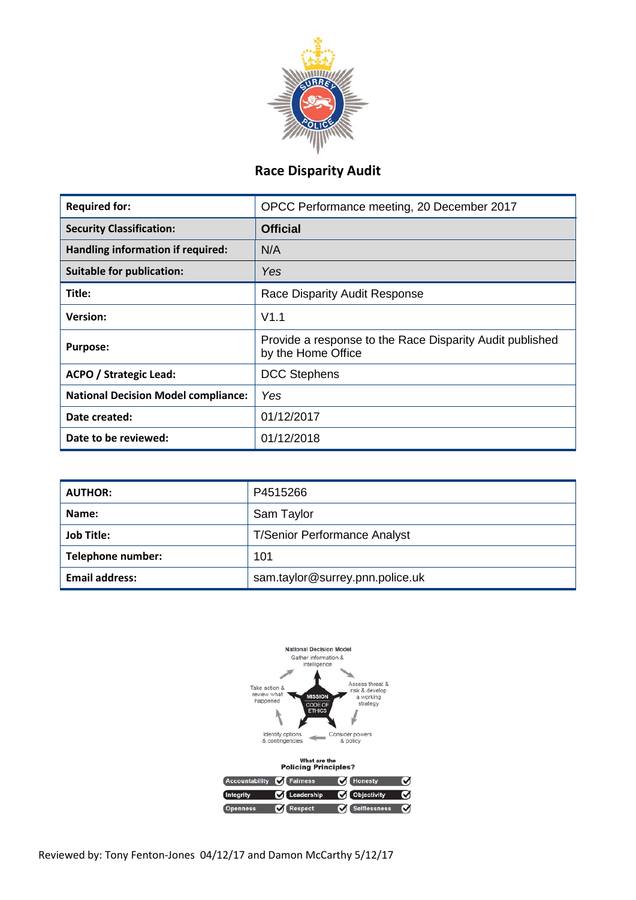# Race Disparity Audit

| | |
|---|---|
| **Required for:** | OPCC Performance meeting, 20 December 2017 |
| **Security Classification:** | **Official** |
| **Handling information if required:** | N/A |
| **Suitable for publication:** | *Yes* |
| **Title:** | Race Disparity Audit Response |
| **Version:** | V1.1 |
| **Purpose:** | Provide a response to the Race Disparity Audit published by the Home Office |
| **ACPO / Strategic Lead:** | DCC Stephens |
| **National Decision Model compliance:** | *Yes* |
| **Date created:** | 01/12/2017 |
| **Date to be reviewed:** | 01/12/2018 |

| | |
|---|---|
| **AUTHOR:** | P4515266 |
| **Name:** | Sam Taylor |
| **Job Title:** | T/Senior Performance Analyst |
| **Telephone number:** | 101 |
| **Email address:** | sam.taylor@surrey.pnn.police.uk |

National Decision Model

Gather information & intelligence

Assess threat & risk & develop a working strategy

Consider powers & policy

Identify options & contingencies

Take action & review what happened

MISSION CODE OF ETHICS

What are the Policing Principles?

Accountability ✓ Fairness ✓ Honesty ✓
Integrity ✓ Leadership ✓ Objectivity ✓
Openness ✓ Respect ✓ Selflessness ✓

Reviewed by: Tony Fenton-Jones 04/12/17 and Damon McCarthy 5/12/17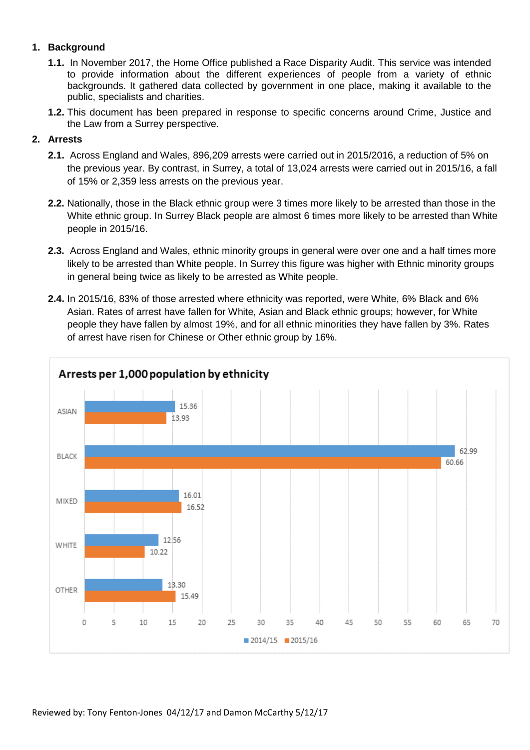1. **Background**

   **1.1.** In November 2017, the Home Office published a Race Disparity Audit. This service was intended to provide information about the different experiences of people from a variety of ethnic backgrounds. It gathered data collected by government in one place, making it available to the public, specialists and charities.

   **1.2.** This document has been prepared in response to specific concerns around Crime, Justice and the Law from a Surrey perspective.

2. **Arrests**

   **2.1.** Across England and Wales, 896,209 arrests were carried out in 2015/2016, a reduction of 5% on the previous year. By contrast, in Surrey, a total of 13,024 arrests were carried out in 2015/16, a fall of 15% or 2,359 less arrests on the previous year.

   **2.2.** Nationally, those in the Black ethnic group were 3 times more likely to be arrested than those in the White ethnic group. In Surrey Black people are almost 6 times more likely to be arrested than White people in 2015/16.

   **2.3.** Across England and Wales, ethnic minority groups in general were over one and a half times more likely to be arrested than White people. In Surrey this figure was higher with Ethnic minority groups in general being twice as likely to be arrested as White people.

   **2.4.** In 2015/16, 83% of those arrested where ethnicity was reported, were White, 6% Black and 6% Asian. Rates of arrest have fallen for White, Asian and Black ethnic groups; however, for White people they have fallen by almost 19%, and for all ethnic minorities they have fallen by 3%. Rates of arrest have risen for Chinese or Other ethnic group by 16%.

**Arrests per 1,000 population by ethnicity**

| Ethnicity | 2014/15 | 2015/16 |
|---|---|---|
| ASIAN | 15.36 | 13.93 |
| BLACK | 62.99 | 60.66 |
| MIXED | 16.01 | 16.52 |
| WHITE | 12.56 | 10.22 |
| OTHER | 13.30 | 15.49 |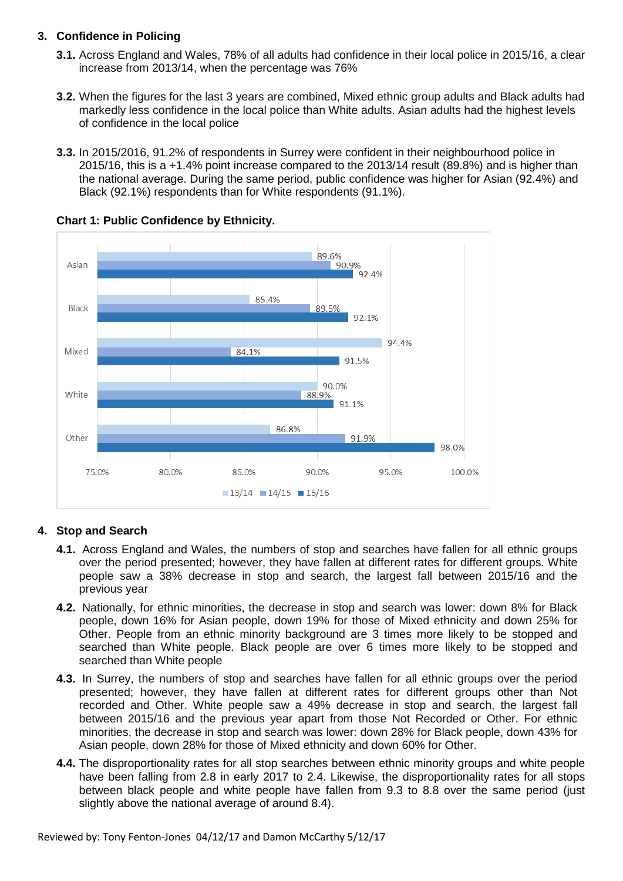## 3. Confidence in Policing

**3.1.** Across England and Wales, 78% of all adults had confidence in their local police in 2015/16, a clear increase from 2013/14, when the percentage was 76%

**3.2.** When the figures for the last 3 years are combined, Mixed ethnic group adults and Black adults had markedly less confidence in the local police than White adults. Asian adults had the highest levels of confidence in the local police

**3.3.** In 2015/2016, 91.2% of respondents in Surrey were confident in their neighbourhood police in 2015/16, this is a +1.4% point increase compared to the 2013/14 result (89.8%) and is higher than the national average. During the same period, public confidence was higher for Asian (92.4%) and Black (92.1%) respondents than for White respondents (91.1%).

**Chart 1: Public Confidence by Ethnicity.**

| | 13/14 | 14/15 | 15/16 |
|---|---|---|---|
| Asian | 89.6% | 90.9% | 92.4% |
| Black | 85.4% | 89.5% | 92.1% |
| Mixed | 94.4% | 84.1% | 91.5% |
| White | 90.0% | 88.9% | 91.1% |
| Other | 86.8% | 91.9% | 98.0% |

## 4. Stop and Search

**4.1.** Across England and Wales, the numbers of stop and searches have fallen for all ethnic groups over the period presented; however, they have fallen at different rates for different groups. White people saw a 38% decrease in stop and search, the largest fall between 2015/16 and the previous year

**4.2.** Nationally, for ethnic minorities, the decrease in stop and search was lower: down 8% for Black people, down 16% for Asian people, down 19% for those of Mixed ethnicity and down 25% for Other. People from an ethnic minority background are 3 times more likely to be stopped and searched than White people. Black people are over 6 times more likely to be stopped and searched than White people

**4.3.** In Surrey, the numbers of stop and searches have fallen for all ethnic groups over the period presented; however, they have fallen at different rates for different groups other than Not recorded and Other. White people saw a 49% decrease in stop and search, the largest fall between 2015/16 and the previous year apart from those Not Recorded or Other. For ethnic minorities, the decrease in stop and search was lower: down 28% for Black people, down 43% for Asian people, down 28% for those of Mixed ethnicity and down 60% for Other.

**4.4.** The disproportionality rates for all stop searches between ethnic minority groups and white people have been falling from 2.8 in early 2017 to 2.4. Likewise, the disproportionality rates for all stops between black people and white people have fallen from 9.3 to 8.8 over the same period (just slightly above the national average of around 8.4).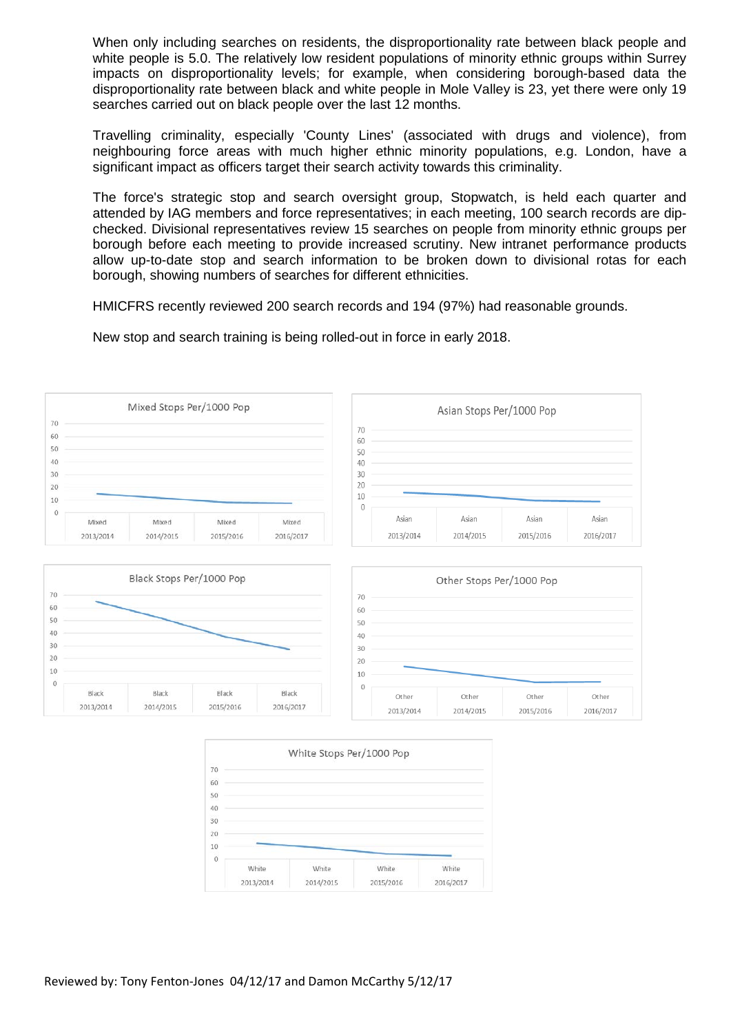When only including searches on residents, the disproportionality rate between black people and white people is 5.0. The relatively low resident populations of minority ethnic groups within Surrey impacts on disproportionality levels; for example, when considering borough-based data the disproportionality rate between black and white people in Mole Valley is 23, yet there were only 19 searches carried out on black people over the last 12 months.

Travelling criminality, especially 'County Lines' (associated with drugs and violence), from neighbouring force areas with much higher ethnic minority populations, e.g. London, have a significant impact as officers target their search activity towards this criminality.

The force's strategic stop and search oversight group, Stopwatch, is held each quarter and attended by IAG members and force representatives; in each meeting, 100 search records are dip-checked. Divisional representatives review 15 searches on people from minority ethnic groups per borough before each meeting to provide increased scrutiny. New intranet performance products allow up-to-date stop and search information to be broken down to divisional rotas for each borough, showing numbers of searches for different ethnicities.

HMICFRS recently reviewed 200 search records and 194 (97%) had reasonable grounds.

New stop and search training is being rolled-out in force in early 2018.

Mixed Stops Per/1000 Pop

Asian Stops Per/1000 Pop

Black Stops Per/1000 Pop

Other Stops Per/1000 Pop

White Stops Per/1000 Pop

Reviewed by: Tony Fenton-Jones 04/12/17 and Damon McCarthy 5/12/17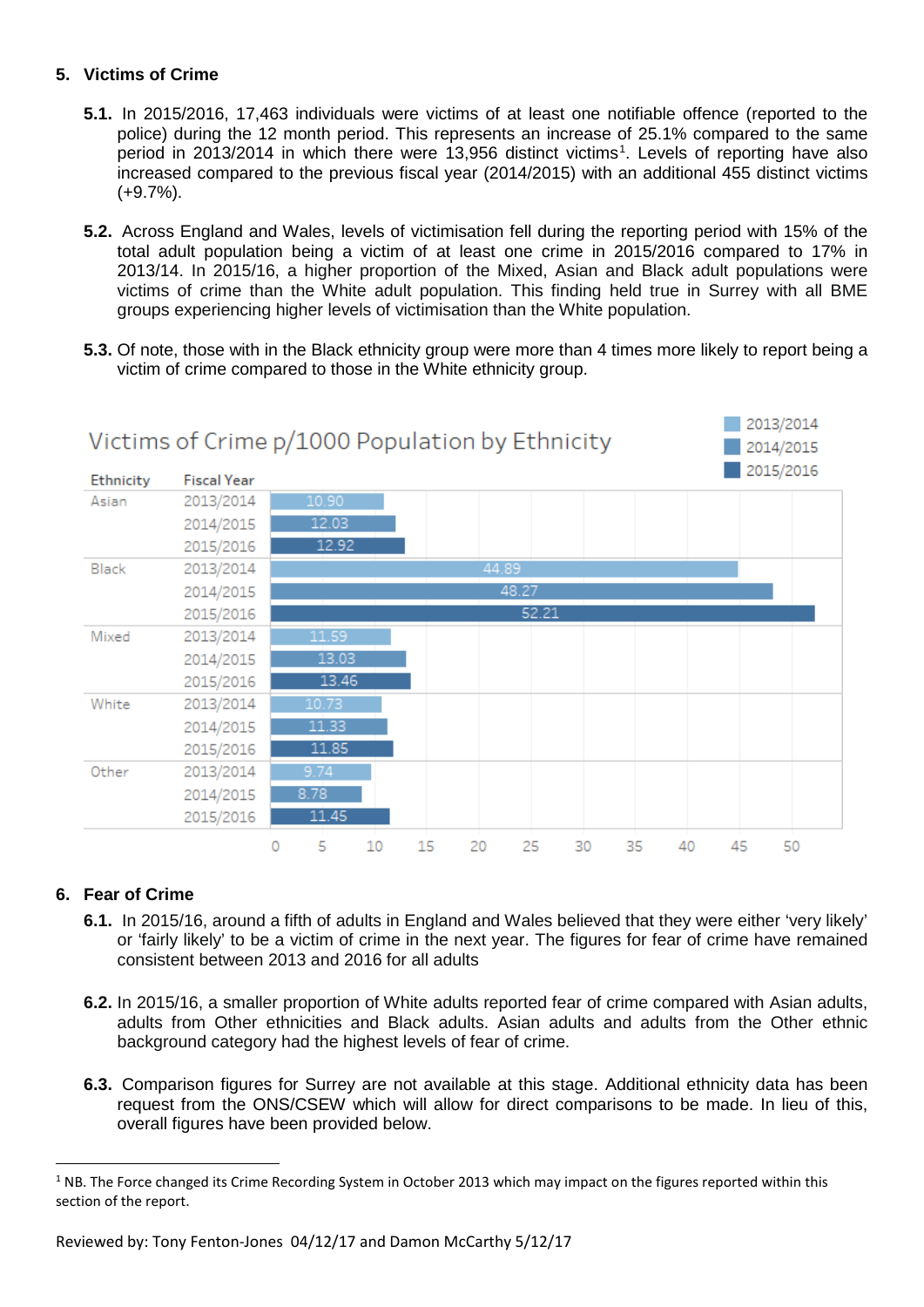## 5. Victims of Crime

**5.1.** In 2015/2016, 17,463 individuals were victims of at least one notifiable offence (reported to the police) during the 12 month period. This represents an increase of 25.1% compared to the same period in 2013/2014 in which there were 13,956 distinct victims[1]. Levels of reporting have also increased compared to the previous fiscal year (2014/2015) with an additional 455 distinct victims (+9.7%).

**5.2.** Across England and Wales, levels of victimisation fell during the reporting period with 15% of the total adult population being a victim of at least one crime in 2015/2016 compared to 17% in 2013/14. In 2015/16, a higher proportion of the Mixed, Asian and Black adult populations were victims of crime than the White adult population. This finding held true in Surrey with all BME groups experiencing higher levels of victimisation than the White population.

**5.3.** Of note, those with in the Black ethnicity group were more than 4 times more likely to report being a victim of crime compared to those in the White ethnicity group.

**Victims of Crime p/1000 Population by Ethnicity**

| Ethnicity | Fiscal Year | Victims p/1000 |
|---|---|---|
| Asian | 2013/2014 | 10.90 |
| | 2014/2015 | 12.03 |
| | 2015/2016 | 12.92 |
| Black | 2013/2014 | 44.89 |
| | 2014/2015 | 48.27 |
| | 2015/2016 | 52.21 |
| Mixed | 2013/2014 | 11.59 |
| | 2014/2015 | 13.03 |
| | 2015/2016 | 13.46 |
| White | 2013/2014 | 10.73 |
| | 2014/2015 | 11.33 |
| | 2015/2016 | 11.85 |
| Other | 2013/2014 | 9.74 |
| | 2014/2015 | 8.78 |
| | 2015/2016 | 11.45 |

## 6. Fear of Crime

**6.1.** In 2015/16, around a fifth of adults in England and Wales believed that they were either 'very likely' or 'fairly likely' to be a victim of crime in the next year. The figures for fear of crime have remained consistent between 2013 and 2016 for all adults

**6.2.** In 2015/16, a smaller proportion of White adults reported fear of crime compared with Asian adults, adults from Other ethnicities and Black adults. Asian adults and adults from the Other ethnic background category had the highest levels of fear of crime.

**6.3.** Comparison figures for Surrey are not available at this stage. Additional ethnicity data has been request from the ONS/CSEW which will allow for direct comparisons to be made. In lieu of this, overall figures have been provided below.

---

[1] NB. The Force changed its Crime Recording System in October 2013 which may impact on the figures reported within this section of the report.

Reviewed by: Tony Fenton-Jones 04/12/17 and Damon McCarthy 5/12/17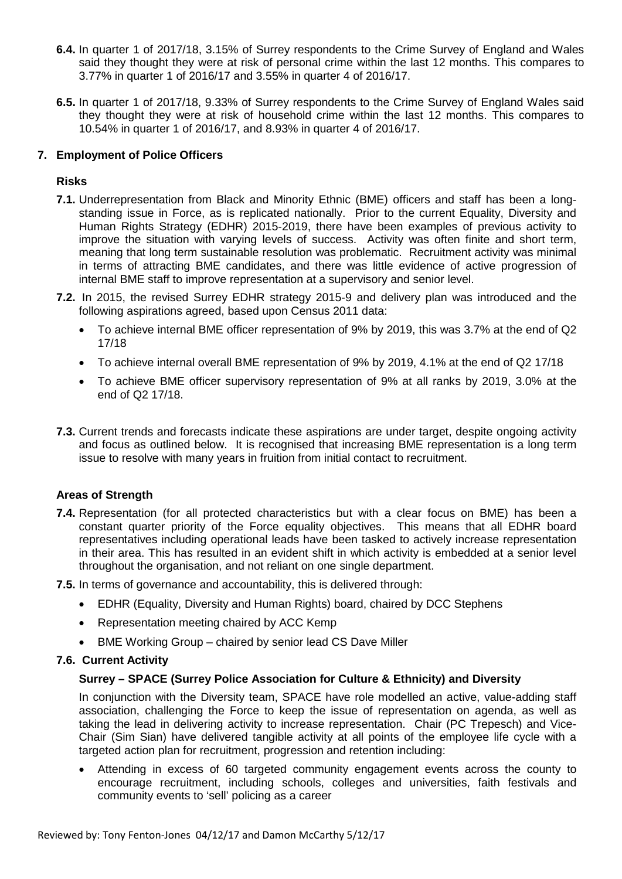**6.4.** In quarter 1 of 2017/18, 3.15% of Surrey respondents to the Crime Survey of England and Wales said they thought they were at risk of personal crime within the last 12 months. This compares to 3.77% in quarter 1 of 2016/17 and 3.55% in quarter 4 of 2016/17.

**6.5.** In quarter 1 of 2017/18, 9.33% of Surrey respondents to the Crime Survey of England Wales said they thought they were at risk of household crime within the last 12 months. This compares to 10.54% in quarter 1 of 2016/17, and 8.93% in quarter 4 of 2016/17.

## 7. Employment of Police Officers

### Risks

**7.1.** Underrepresentation from Black and Minority Ethnic (BME) officers and staff has been a long-standing issue in Force, as is replicated nationally. Prior to the current Equality, Diversity and Human Rights Strategy (EDHR) 2015-2019, there have been examples of previous activity to improve the situation with varying levels of success. Activity was often finite and short term, meaning that long term sustainable resolution was problematic. Recruitment activity was minimal in terms of attracting BME candidates, and there was little evidence of active progression of internal BME staff to improve representation at a supervisory and senior level.

**7.2.** In 2015, the revised Surrey EDHR strategy 2015-9 and delivery plan was introduced and the following aspirations agreed, based upon Census 2011 data:

- To achieve internal BME officer representation of 9% by 2019, this was 3.7% at the end of Q2 17/18
- To achieve internal overall BME representation of 9% by 2019, 4.1% at the end of Q2 17/18
- To achieve BME officer supervisory representation of 9% at all ranks by 2019, 3.0% at the end of Q2 17/18.

**7.3.** Current trends and forecasts indicate these aspirations are under target, despite ongoing activity and focus as outlined below. It is recognised that increasing BME representation is a long term issue to resolve with many years in fruition from initial contact to recruitment.

### Areas of Strength

**7.4.** Representation (for all protected characteristics but with a clear focus on BME) has been a constant quarter priority of the Force equality objectives. This means that all EDHR board representatives including operational leads have been tasked to actively increase representation in their area. This has resulted in an evident shift in which activity is embedded at a senior level throughout the organisation, and not reliant on one single department.

**7.5.** In terms of governance and accountability, this is delivered through:

- EDHR (Equality, Diversity and Human Rights) board, chaired by DCC Stephens
- Representation meeting chaired by ACC Kemp
- BME Working Group – chaired by senior lead CS Dave Miller

**7.6. Current Activity**

**Surrey – SPACE (Surrey Police Association for Culture & Ethnicity) and Diversity**

In conjunction with the Diversity team, SPACE have role modelled an active, value-adding staff association, challenging the Force to keep the issue of representation on agenda, as well as taking the lead in delivering activity to increase representation. Chair (PC Trepesch) and Vice-Chair (Sim Sian) have delivered tangible activity at all points of the employee life cycle with a targeted action plan for recruitment, progression and retention including:

- Attending in excess of 60 targeted community engagement events across the county to encourage recruitment, including schools, colleges and universities, faith festivals and community events to 'sell' policing as a career

Reviewed by: Tony Fenton-Jones 04/12/17 and Damon McCarthy 5/12/17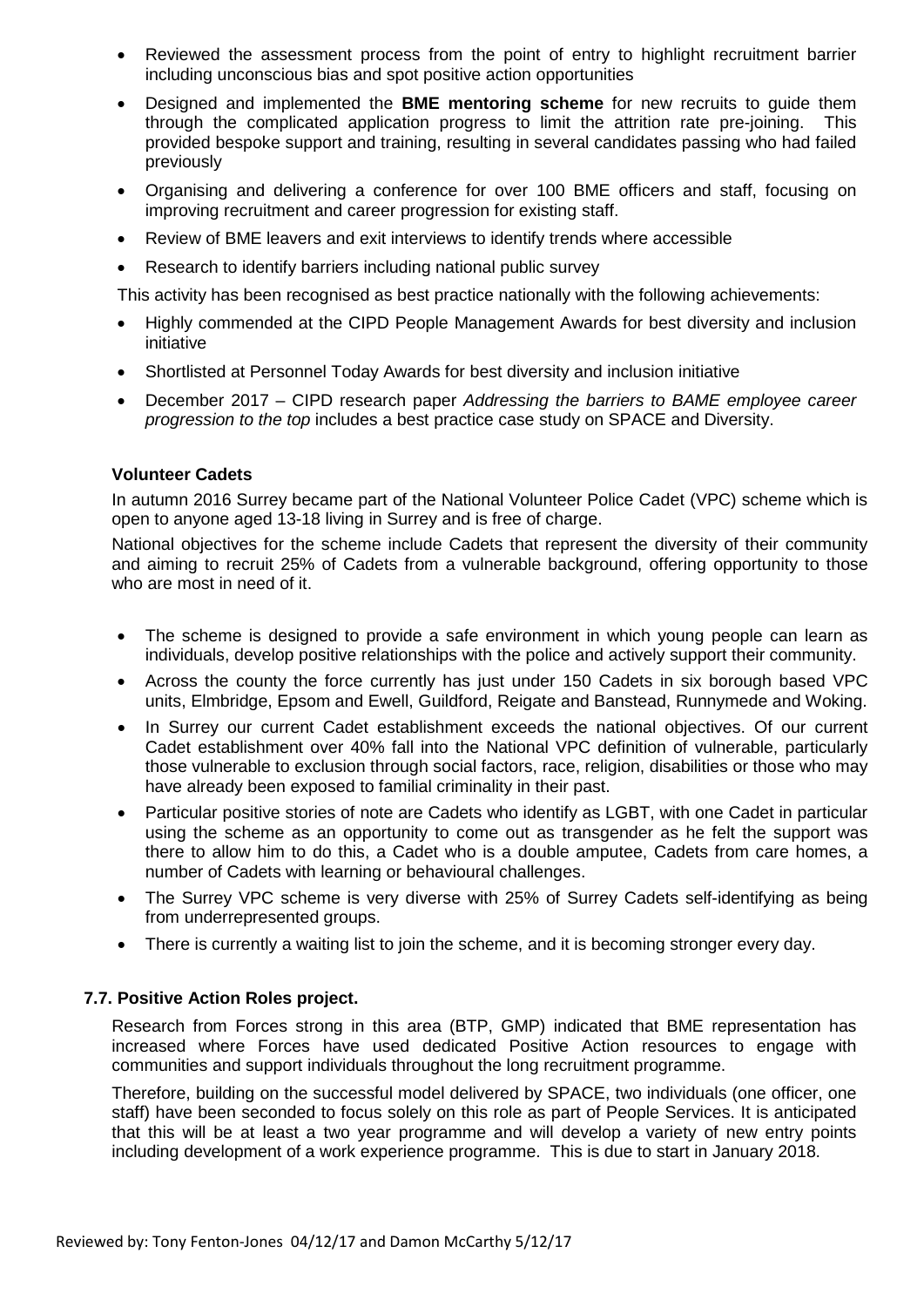- Reviewed the assessment process from the point of entry to highlight recruitment barrier including unconscious bias and spot positive action opportunities
- Designed and implemented the **BME mentoring scheme** for new recruits to guide them through the complicated application progress to limit the attrition rate pre-joining. This provided bespoke support and training, resulting in several candidates passing who had failed previously
- Organising and delivering a conference for over 100 BME officers and staff, focusing on improving recruitment and career progression for existing staff.
- Review of BME leavers and exit interviews to identify trends where accessible
- Research to identify barriers including national public survey

This activity has been recognised as best practice nationally with the following achievements:

- Highly commended at the CIPD People Management Awards for best diversity and inclusion initiative
- Shortlisted at Personnel Today Awards for best diversity and inclusion initiative
- December 2017 – CIPD research paper *Addressing the barriers to BAME employee career progression to the top* includes a best practice case study on SPACE and Diversity.

**Volunteer Cadets**

In autumn 2016 Surrey became part of the National Volunteer Police Cadet (VPC) scheme which is open to anyone aged 13-18 living in Surrey and is free of charge.

National objectives for the scheme include Cadets that represent the diversity of their community and aiming to recruit 25% of Cadets from a vulnerable background, offering opportunity to those who are most in need of it.

- The scheme is designed to provide a safe environment in which young people can learn as individuals, develop positive relationships with the police and actively support their community.
- Across the county the force currently has just under 150 Cadets in six borough based VPC units, Elmbridge, Epsom and Ewell, Guildford, Reigate and Banstead, Runnymede and Woking.
- In Surrey our current Cadet establishment exceeds the national objectives. Of our current Cadet establishment over 40% fall into the National VPC definition of vulnerable, particularly those vulnerable to exclusion through social factors, race, religion, disabilities or those who may have already been exposed to familial criminality in their past.
- Particular positive stories of note are Cadets who identify as LGBT, with one Cadet in particular using the scheme as an opportunity to come out as transgender as he felt the support was there to allow him to do this, a Cadet who is a double amputee, Cadets from care homes, a number of Cadets with learning or behavioural challenges.
- The Surrey VPC scheme is very diverse with 25% of Surrey Cadets self-identifying as being from underrepresented groups.
- There is currently a waiting list to join the scheme, and it is becoming stronger every day.

### 7.7. Positive Action Roles project.

Research from Forces strong in this area (BTP, GMP) indicated that BME representation has increased where Forces have used dedicated Positive Action resources to engage with communities and support individuals throughout the long recruitment programme.

Therefore, building on the successful model delivered by SPACE, two individuals (one officer, one staff) have been seconded to focus solely on this role as part of People Services. It is anticipated that this will be at least a two year programme and will develop a variety of new entry points including development of a work experience programme. This is due to start in January 2018.

Reviewed by: Tony Fenton-Jones 04/12/17 and Damon McCarthy 5/12/17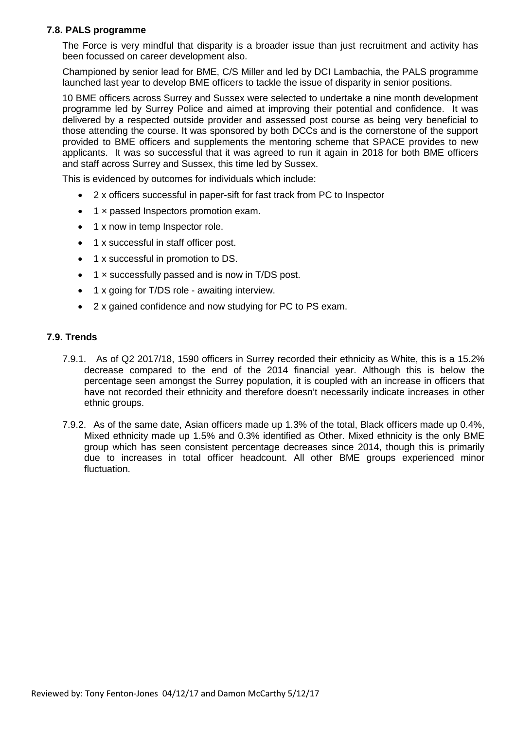### 7.8. PALS programme

The Force is very mindful that disparity is a broader issue than just recruitment and activity has been focussed on career development also.

Championed by senior lead for BME, C/S Miller and led by DCI Lambachia, the PALS programme launched last year to develop BME officers to tackle the issue of disparity in senior positions.

10 BME officers across Surrey and Sussex were selected to undertake a nine month development programme led by Surrey Police and aimed at improving their potential and confidence. It was delivered by a respected outside provider and assessed post course as being very beneficial to those attending the course. It was sponsored by both DCCs and is the cornerstone of the support provided to BME officers and supplements the mentoring scheme that SPACE provides to new applicants. It was so successful that it was agreed to run it again in 2018 for both BME officers and staff across Surrey and Sussex, this time led by Sussex.

This is evidenced by outcomes for individuals which include:

- 2 x officers successful in paper-sift for fast track from PC to Inspector
- 1 × passed Inspectors promotion exam.
- 1 x now in temp Inspector role.
- 1 x successful in staff officer post.
- 1 x successful in promotion to DS.
- 1 × successfully passed and is now in T/DS post.
- 1 x going for T/DS role - awaiting interview.
- 2 x gained confidence and now studying for PC to PS exam.

### 7.9. Trends

7.9.1. As of Q2 2017/18, 1590 officers in Surrey recorded their ethnicity as White, this is a 15.2% decrease compared to the end of the 2014 financial year. Although this is below the percentage seen amongst the Surrey population, it is coupled with an increase in officers that have not recorded their ethnicity and therefore doesn't necessarily indicate increases in other ethnic groups.

7.9.2. As of the same date, Asian officers made up 1.3% of the total, Black officers made up 0.4%, Mixed ethnicity made up 1.5% and 0.3% identified as Other. Mixed ethnicity is the only BME group which has seen consistent percentage decreases since 2014, though this is primarily due to increases in total officer headcount. All other BME groups experienced minor fluctuation.

Reviewed by: Tony Fenton-Jones 04/12/17 and Damon McCarthy 5/12/17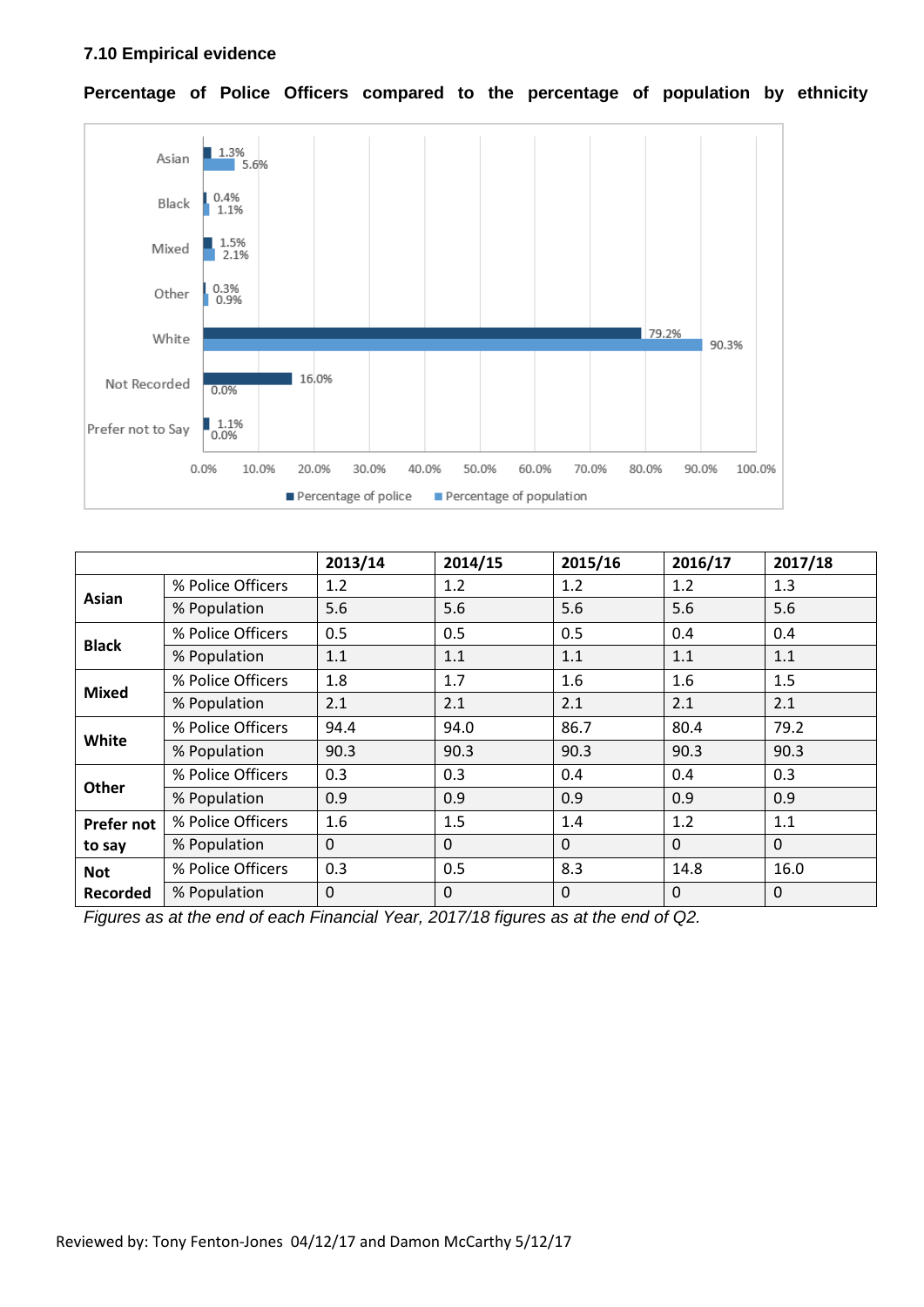### 7.10 Empirical evidence

**Percentage of Police Officers compared to the percentage of population by ethnicity**

Asian 1.3% 5.6%
Black 0.4% 1.1%
Mixed 1.5% 2.1%
Other 0.3% 0.9%
White 79.2% 90.3%
Not Recorded 16.0% 0.0%
Prefer not to Say 1.1% 0.0%

0.0% 10.0% 20.0% 30.0% 40.0% 50.0% 60.0% 70.0% 80.0% 90.0% 100.0%

Percentage of police | Percentage of population

| | | 2013/14 | 2014/15 | 2015/16 | 2016/17 | 2017/18 |
|---|---|---|---|---|---|---|
| **Asian** | % Police Officers | 1.2 | 1.2 | 1.2 | 1.2 | 1.3 |
| | % Population | 5.6 | 5.6 | 5.6 | 5.6 | 5.6 |
| **Black** | % Police Officers | 0.5 | 0.5 | 0.5 | 0.4 | 0.4 |
| | % Population | 1.1 | 1.1 | 1.1 | 1.1 | 1.1 |
| **Mixed** | % Police Officers | 1.8 | 1.7 | 1.6 | 1.6 | 1.5 |
| | % Population | 2.1 | 2.1 | 2.1 | 2.1 | 2.1 |
| **White** | % Police Officers | 94.4 | 94.0 | 86.7 | 80.4 | 79.2 |
| | % Population | 90.3 | 90.3 | 90.3 | 90.3 | 90.3 |
| **Other** | % Police Officers | 0.3 | 0.3 | 0.4 | 0.4 | 0.3 |
| | % Population | 0.9 | 0.9 | 0.9 | 0.9 | 0.9 |
| **Prefer not to say** | % Police Officers | 1.6 | 1.5 | 1.4 | 1.2 | 1.1 |
| | % Population | 0 | 0 | 0 | 0 | 0 |
| **Not Recorded** | % Police Officers | 0.3 | 0.5 | 8.3 | 14.8 | 16.0 |
| | % Population | 0 | 0 | 0 | 0 | 0 |

*Figures as at the end of each Financial Year, 2017/18 figures as at the end of Q2.*

Reviewed by: Tony Fenton-Jones 04/12/17 and Damon McCarthy 5/12/17